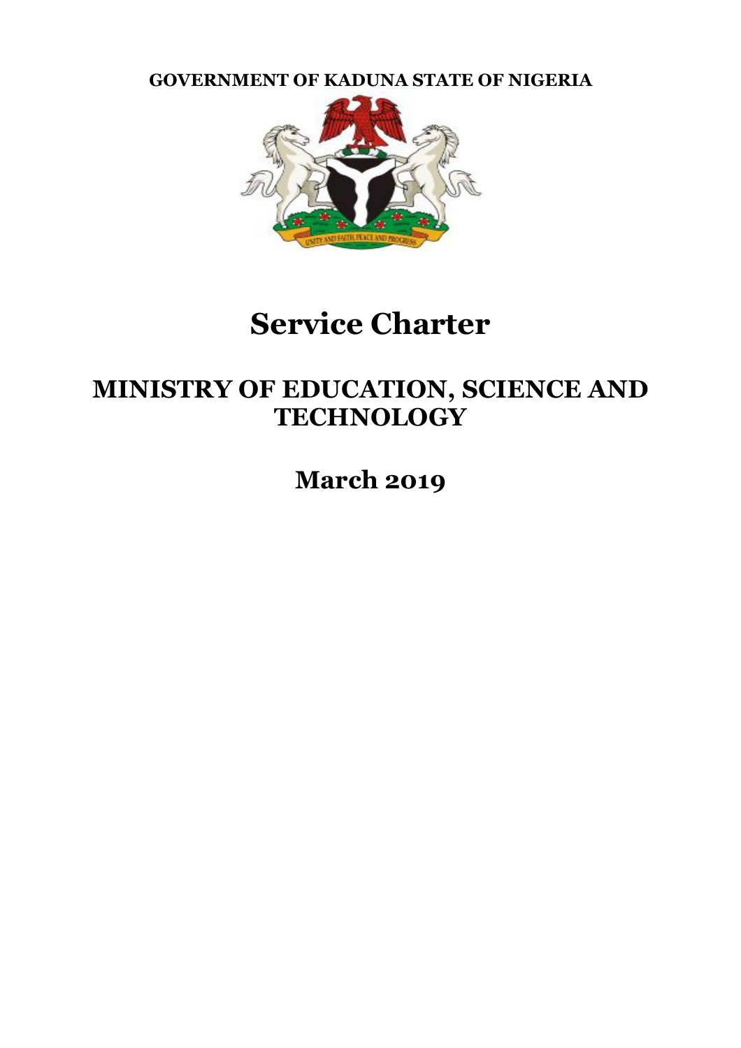**GOVERNMENT OF KADUNA STATE OF NIGERIA**

# Service Charter

## MINISTRY OF EDUCATION, SCIENCE AND TECHNOLOGY

## March 2019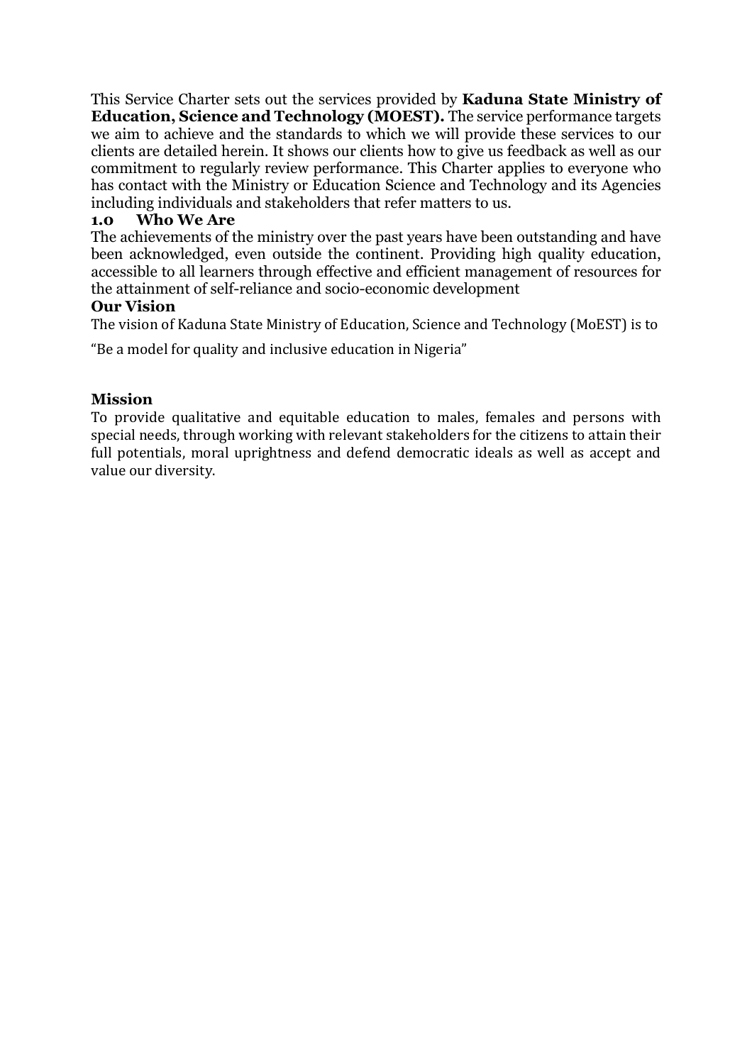This Service Charter sets out the services provided by **Kaduna State Ministry of Education, Science and Technology (MOEST).** The service performance targets we aim to achieve and the standards to which we will provide these services to our clients are detailed herein. It shows our clients how to give us feedback as well as our commitment to regularly review performance. This Charter applies to everyone who has contact with the Ministry or Education Science and Technology and its Agencies including individuals and stakeholders that refer matters to us.

## 1.0 Who We Are

The achievements of the ministry over the past years have been outstanding and have been acknowledged, even outside the continent. Providing high quality education, accessible to all learners through effective and efficient management of resources for the attainment of self-reliance and socio-economic development

### Our Vision

The vision of Kaduna State Ministry of Education, Science and Technology (MoEST) is to

"Be a model for quality and inclusive education in Nigeria"

### Mission

To provide qualitative and equitable education to males, females and persons with special needs, through working with relevant stakeholders for the citizens to attain their full potentials, moral uprightness and defend democratic ideals as well as accept and value our diversity.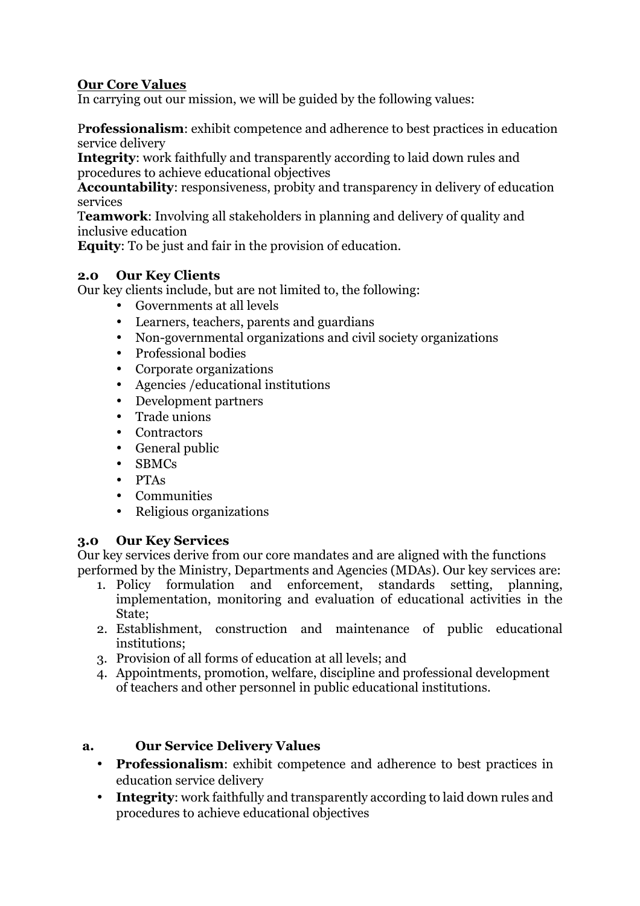## Our Core Values

In carrying out our mission, we will be guided by the following values:

**Professionalism**: exhibit competence and adherence to best practices in education service delivery
**Integrity**: work faithfully and transparently according to laid down rules and procedures to achieve educational objectives
**Accountability**: responsiveness, probity and transparency in delivery of education services
**Teamwork**: Involving all stakeholders in planning and delivery of quality and inclusive education
**Equity**: To be just and fair in the provision of education.

## 2.0 Our Key Clients

Our key clients include, but are not limited to, the following:

- Governments at all levels
- Learners, teachers, parents and guardians
- Non-governmental organizations and civil society organizations
- Professional bodies
- Corporate organizations
- Agencies /educational institutions
- Development partners
- Trade unions
- Contractors
- General public
- SBMCs
- PTAs
- Communities
- Religious organizations

## 3.0 Our Key Services

Our key services derive from our core mandates and are aligned with the functions performed by the Ministry, Departments and Agencies (MDAs). Our key services are:

1. Policy formulation and enforcement, standards setting, planning, implementation, monitoring and evaluation of educational activities in the State;
2. Establishment, construction and maintenance of public educational institutions;
3. Provision of all forms of education at all levels; and
4. Appointments, promotion, welfare, discipline and professional development of teachers and other personnel in public educational institutions.

### a. Our Service Delivery Values

- **Professionalism**: exhibit competence and adherence to best practices in education service delivery
- **Integrity**: work faithfully and transparently according to laid down rules and procedures to achieve educational objectives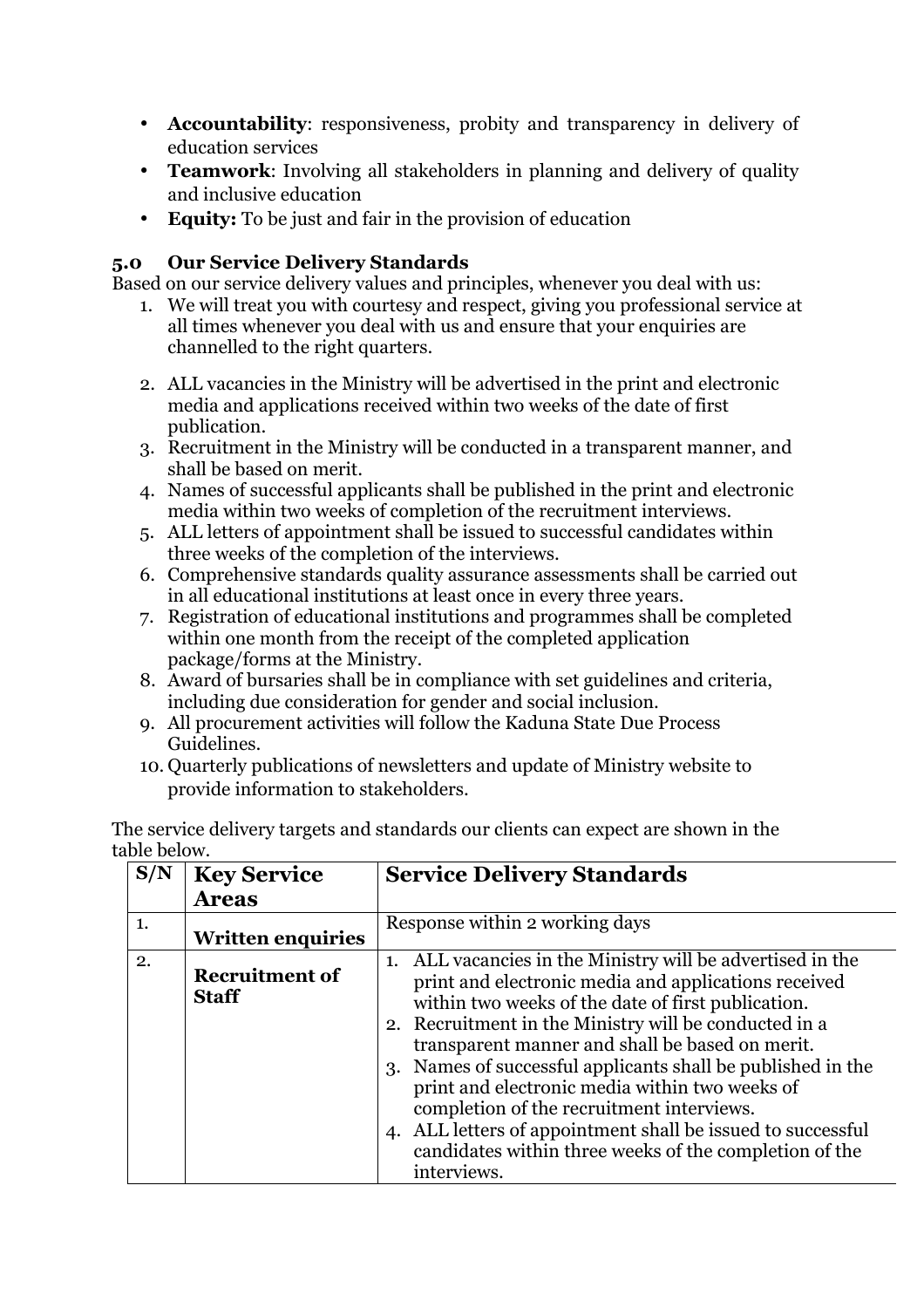- **Accountability**: responsiveness, probity and transparency in delivery of education services
- **Teamwork**: Involving all stakeholders in planning and delivery of quality and inclusive education
- **Equity:** To be just and fair in the provision of education

## 5.0 Our Service Delivery Standards

Based on our service delivery values and principles, whenever you deal with us:

1. We will treat you with courtesy and respect, giving you professional service at all times whenever you deal with us and ensure that your enquiries are channelled to the right quarters.
2. ALL vacancies in the Ministry will be advertised in the print and electronic media and applications received within two weeks of the date of first publication.
3. Recruitment in the Ministry will be conducted in a transparent manner, and shall be based on merit.
4. Names of successful applicants shall be published in the print and electronic media within two weeks of completion of the recruitment interviews.
5. ALL letters of appointment shall be issued to successful candidates within three weeks of the completion of the interviews.
6. Comprehensive standards quality assurance assessments shall be carried out in all educational institutions at least once in every three years.
7. Registration of educational institutions and programmes shall be completed within one month from the receipt of the completed application package/forms at the Ministry.
8. Award of bursaries shall be in compliance with set guidelines and criteria, including due consideration for gender and social inclusion.
9. All procurement activities will follow the Kaduna State Due Process Guidelines.
10. Quarterly publications of newsletters and update of Ministry website to provide information to stakeholders.

The service delivery targets and standards our clients can expect are shown in the table below.

| S/N | Key Service Areas | Service Delivery Standards |
|---|---|---|
| 1. | **Written enquiries** | Response within 2 working days |
| 2. | **Recruitment of Staff** | 1. ALL vacancies in the Ministry will be advertised in the print and electronic media and applications received within two weeks of the date of first publication.<br>2. Recruitment in the Ministry will be conducted in a transparent manner and shall be based on merit.<br>3. Names of successful applicants shall be published in the print and electronic media within two weeks of completion of the recruitment interviews.<br>4. ALL letters of appointment shall be issued to successful candidates within three weeks of the completion of the interviews. |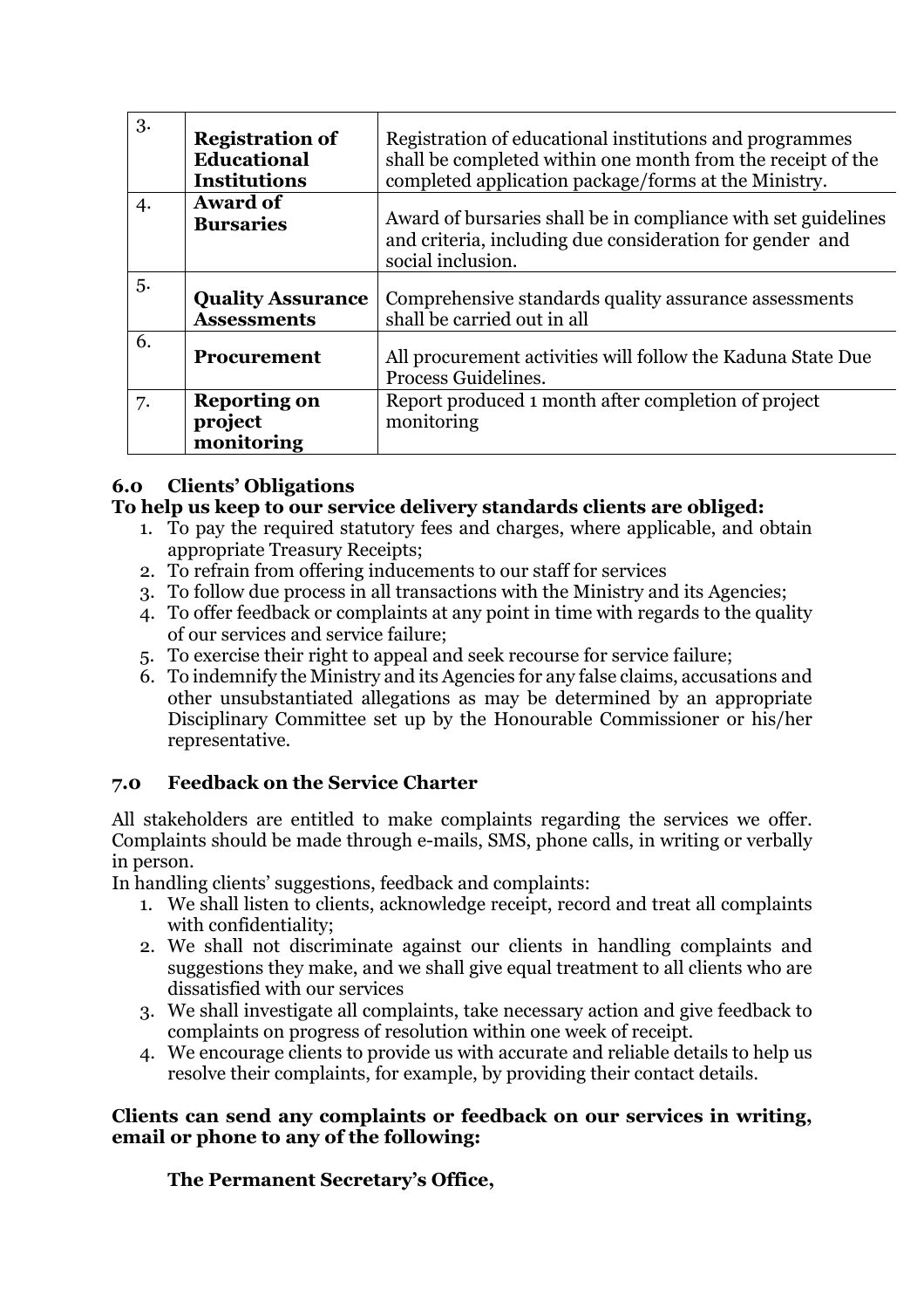| | | |
|---|---|---|
| 3. | **Registration of Educational Institutions** | Registration of educational institutions and programmes shall be completed within one month from the receipt of the completed application package/forms at the Ministry. |
| 4. | **Award of Bursaries** | Award of bursaries shall be in compliance with set guidelines and criteria, including due consideration for gender and social inclusion. |
| 5. | **Quality Assurance Assessments** | Comprehensive standards quality assurance assessments shall be carried out in all |
| 6. | **Procurement** | All procurement activities will follow the Kaduna State Due Process Guidelines. |
| 7. | **Reporting on project monitoring** | Report produced 1 month after completion of project monitoring |

## 6.0 Clients' Obligations

**To help us keep to our service delivery standards clients are obliged:**

1. To pay the required statutory fees and charges, where applicable, and obtain appropriate Treasury Receipts;
2. To refrain from offering inducements to our staff for services
3. To follow due process in all transactions with the Ministry and its Agencies;
4. To offer feedback or complaints at any point in time with regards to the quality of our services and service failure;
5. To exercise their right to appeal and seek recourse for service failure;
6. To indemnify the Ministry and its Agencies for any false claims, accusations and other unsubstantiated allegations as may be determined by an appropriate Disciplinary Committee set up by the Honourable Commissioner or his/her representative.

## 7.0 Feedback on the Service Charter

All stakeholders are entitled to make complaints regarding the services we offer. Complaints should be made through e-mails, SMS, phone calls, in writing or verbally in person.

In handling clients' suggestions, feedback and complaints:

1. We shall listen to clients, acknowledge receipt, record and treat all complaints with confidentiality;
2. We shall not discriminate against our clients in handling complaints and suggestions they make, and we shall give equal treatment to all clients who are dissatisfied with our services
3. We shall investigate all complaints, take necessary action and give feedback to complaints on progress of resolution within one week of receipt.
4. We encourage clients to provide us with accurate and reliable details to help us resolve their complaints, for example, by providing their contact details.

**Clients can send any complaints or feedback on our services in writing, email or phone to any of the following:**

**The Permanent Secretary's Office,**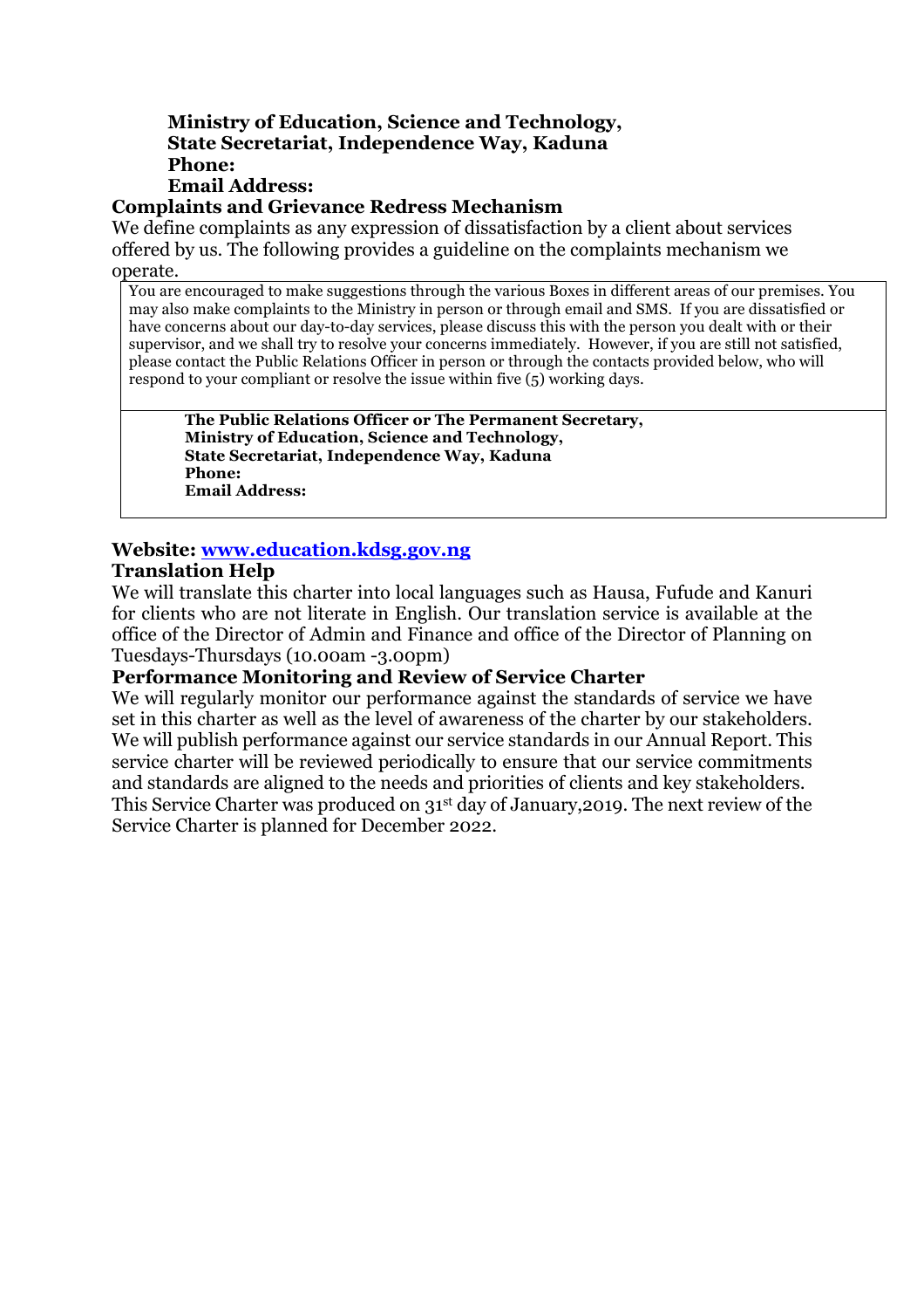**Ministry of Education, Science and Technology,**
**State Secretariat, Independence Way, Kaduna**
**Phone:**
**Email Address:**

## Complaints and Grievance Redress Mechanism

We define complaints as any expression of dissatisfaction by a client about services offered by us. The following provides a guideline on the complaints mechanism we operate.

You are encouraged to make suggestions through the various Boxes in different areas of our premises. You may also make complaints to the Ministry in person or through email and SMS. If you are dissatisfied or have concerns about our day-to-day services, please discuss this with the person you dealt with or their supervisor, and we shall try to resolve your concerns immediately. However, if you are still not satisfied, please contact the Public Relations Officer in person or through the contacts provided below, who will respond to your compliant or resolve the issue within five (5) working days.

**The Public Relations Officer or The Permanent Secretary,**
**Ministry of Education, Science and Technology,**
**State Secretariat, Independence Way, Kaduna**
**Phone:**
**Email Address:**

**Website: [www.education.kdsg.gov.ng](http://www.education.kdsg.gov.ng)**

## Translation Help

We will translate this charter into local languages such as Hausa, Fufude and Kanuri for clients who are not literate in English. Our translation service is available at the office of the Director of Admin and Finance and office of the Director of Planning on Tuesdays-Thursdays (10.00am -3.00pm)

## Performance Monitoring and Review of Service Charter

We will regularly monitor our performance against the standards of service we have set in this charter as well as the level of awareness of the charter by our stakeholders. We will publish performance against our service standards in our Annual Report. This service charter will be reviewed periodically to ensure that our service commitments and standards are aligned to the needs and priorities of clients and key stakeholders. This Service Charter was produced on 31st day of January,2019. The next review of the Service Charter is planned for December 2022.